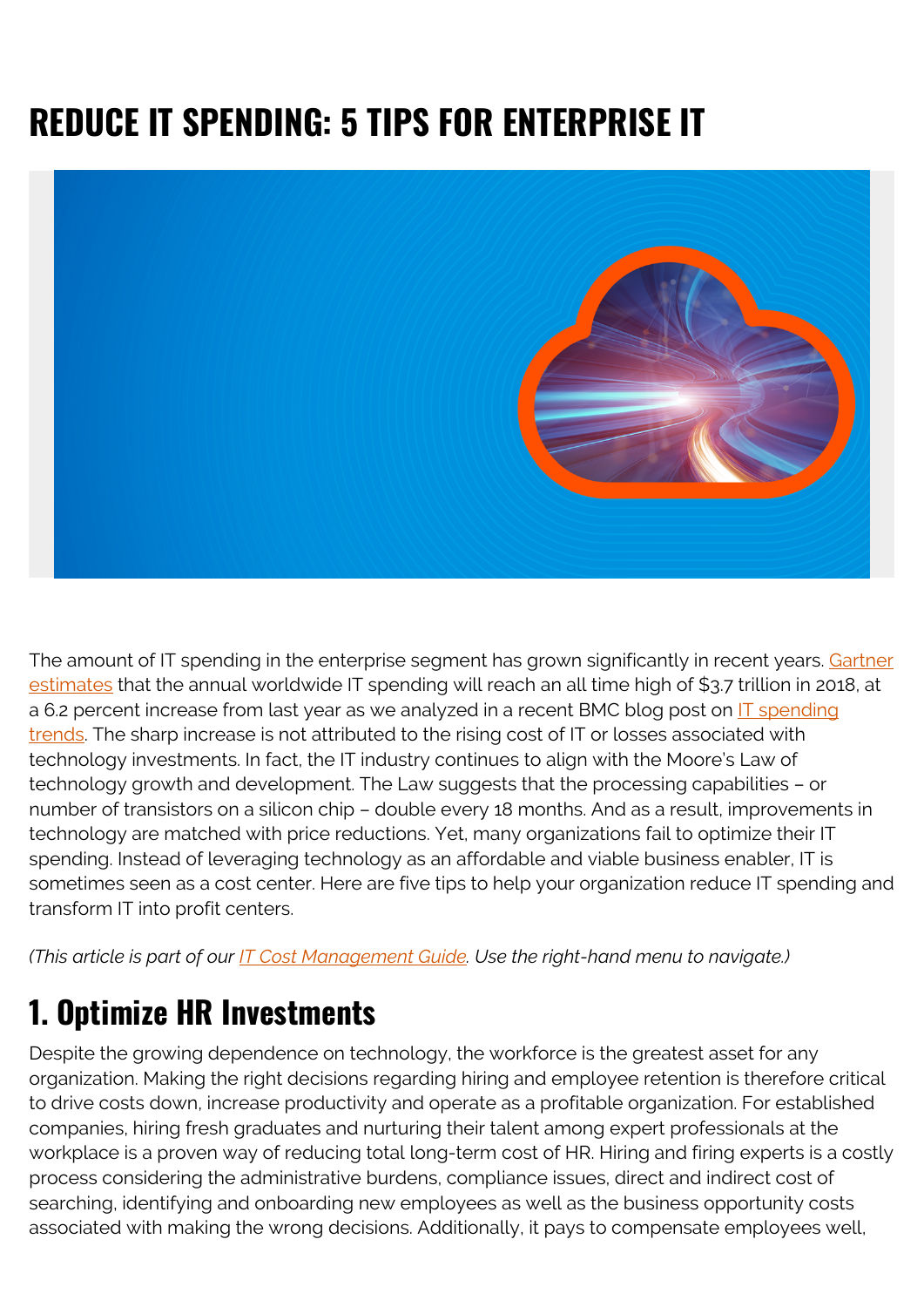# REDUCE IT SPENDING: 5 TIPS FOR ENTERPRISE IT

The amount of IT spending in the enterprise segment has grown significantly in recent years. Gartner estimates that the annual worldwide IT spending will reach an all time high of $3.7 trillion in 2018, at a 6.2 percent increase from last year as we analyzed in a recent BMC blog post on IT spending trends. The sharp increase is not attributed to the rising cost of IT or losses associated with technology investments. In fact, the IT industry continues to align with the Moore's Law of technology growth and development. The Law suggests that the processing capabilities – or number of transistors on a silicon chip – double every 18 months. And as a result, improvements in technology are matched with price reductions. Yet, many organizations fail to optimize their IT spending. Instead of leveraging technology as an affordable and viable business enabler, IT is sometimes seen as a cost center. Here are five tips to help your organization reduce IT spending and transform IT into profit centers.

*(This article is part of our IT Cost Management Guide. Use the right-hand menu to navigate.)*

## 1. Optimize HR Investments

Despite the growing dependence on technology, the workforce is the greatest asset for any organization. Making the right decisions regarding hiring and employee retention is therefore critical to drive costs down, increase productivity and operate as a profitable organization. For established companies, hiring fresh graduates and nurturing their talent among expert professionals at the workplace is a proven way of reducing total long-term cost of HR. Hiring and firing experts is a costly process considering the administrative burdens, compliance issues, direct and indirect cost of searching, identifying and onboarding new employees as well as the business opportunity costs associated with making the wrong decisions. Additionally, it pays to compensate employees well,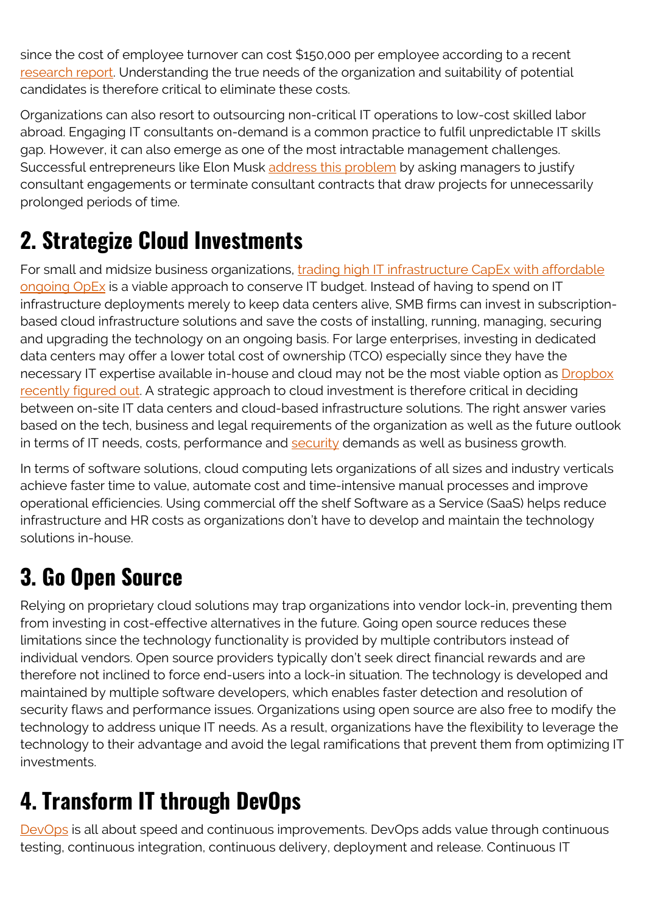since the cost of employee turnover can cost $150,000 per employee according to a recent research report. Understanding the true needs of the organization and suitability of potential candidates is therefore critical to eliminate these costs.

Organizations can also resort to outsourcing non-critical IT operations to low-cost skilled labor abroad. Engaging IT consultants on-demand is a common practice to fulfil unpredictable IT skills gap. However, it can also emerge as one of the most intractable management challenges. Successful entrepreneurs like Elon Musk address this problem by asking managers to justify consultant engagements or terminate consultant contracts that draw projects for unnecessarily prolonged periods of time.

## 2. Strategize Cloud Investments

For small and midsize business organizations, trading high IT infrastructure CapEx with affordable ongoing OpEx is a viable approach to conserve IT budget. Instead of having to spend on IT infrastructure deployments merely to keep data centers alive, SMB firms can invest in subscription-based cloud infrastructure solutions and save the costs of installing, running, managing, securing and upgrading the technology on an ongoing basis. For large enterprises, investing in dedicated data centers may offer a lower total cost of ownership (TCO) especially since they have the necessary IT expertise available in-house and cloud may not be the most viable option as Dropbox recently figured out. A strategic approach to cloud investment is therefore critical in deciding between on-site IT data centers and cloud-based infrastructure solutions. The right answer varies based on the tech, business and legal requirements of the organization as well as the future outlook in terms of IT needs, costs, performance and security demands as well as business growth.

In terms of software solutions, cloud computing lets organizations of all sizes and industry verticals achieve faster time to value, automate cost and time-intensive manual processes and improve operational efficiencies. Using commercial off the shelf Software as a Service (SaaS) helps reduce infrastructure and HR costs as organizations don't have to develop and maintain the technology solutions in-house.

## 3. Go Open Source

Relying on proprietary cloud solutions may trap organizations into vendor lock-in, preventing them from investing in cost-effective alternatives in the future. Going open source reduces these limitations since the technology functionality is provided by multiple contributors instead of individual vendors. Open source providers typically don't seek direct financial rewards and are therefore not inclined to force end-users into a lock-in situation. The technology is developed and maintained by multiple software developers, which enables faster detection and resolution of security flaws and performance issues. Organizations using open source are also free to modify the technology to address unique IT needs. As a result, organizations have the flexibility to leverage the technology to their advantage and avoid the legal ramifications that prevent them from optimizing IT investments.

## 4. Transform IT through DevOps

DevOps is all about speed and continuous improvements. DevOps adds value through continuous testing, continuous integration, continuous delivery, deployment and release. Continuous IT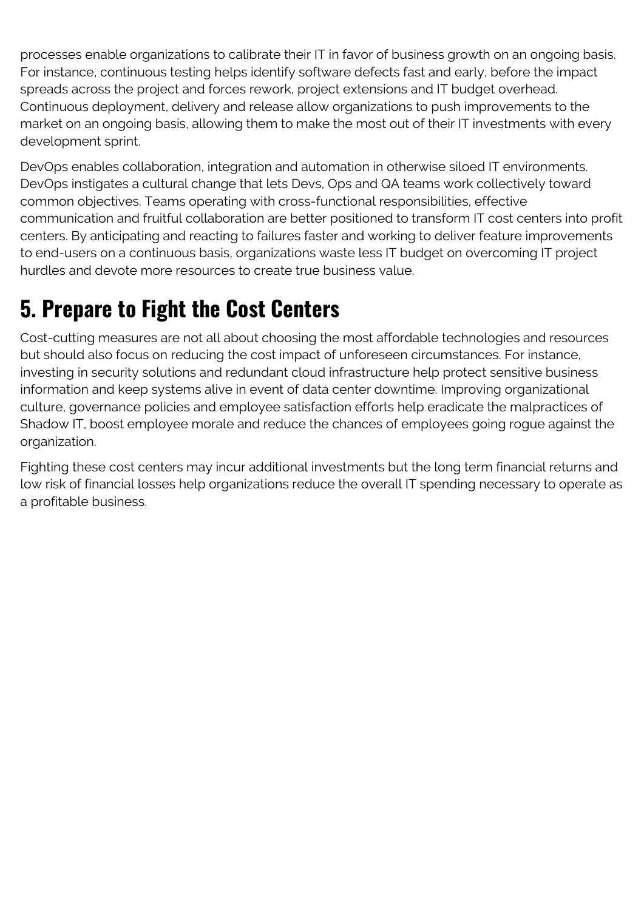processes enable organizations to calibrate their IT in favor of business growth on an ongoing basis. For instance, continuous testing helps identify software defects fast and early, before the impact spreads across the project and forces rework, project extensions and IT budget overhead. Continuous deployment, delivery and release allow organizations to push improvements to the market on an ongoing basis, allowing them to make the most out of their IT investments with every development sprint.

DevOps enables collaboration, integration and automation in otherwise siloed IT environments. DevOps instigates a cultural change that lets Devs, Ops and QA teams work collectively toward common objectives. Teams operating with cross-functional responsibilities, effective communication and fruitful collaboration are better positioned to transform IT cost centers into profit centers. By anticipating and reacting to failures faster and working to deliver feature improvements to end-users on a continuous basis, organizations waste less IT budget on overcoming IT project hurdles and devote more resources to create true business value.

## 5. Prepare to Fight the Cost Centers

Cost-cutting measures are not all about choosing the most affordable technologies and resources but should also focus on reducing the cost impact of unforeseen circumstances. For instance, investing in security solutions and redundant cloud infrastructure help protect sensitive business information and keep systems alive in event of data center downtime. Improving organizational culture, governance policies and employee satisfaction efforts help eradicate the malpractices of Shadow IT, boost employee morale and reduce the chances of employees going rogue against the organization.

Fighting these cost centers may incur additional investments but the long term financial returns and low risk of financial losses help organizations reduce the overall IT spending necessary to operate as a profitable business.